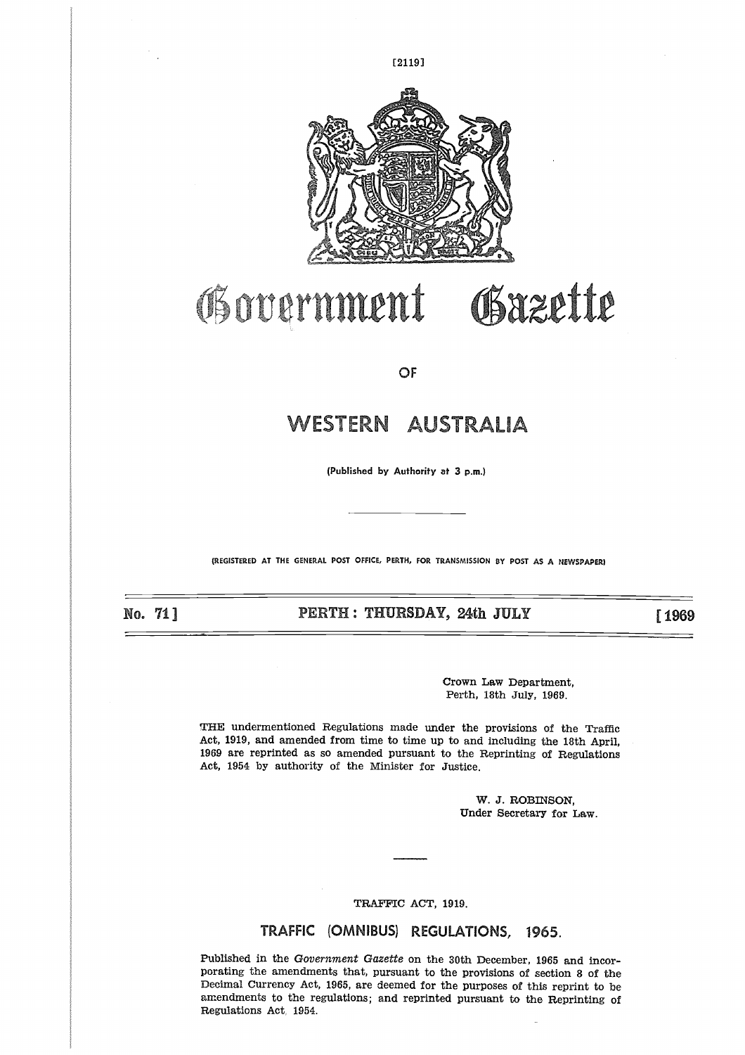# Government Gazette

OF

# WESTERN AUSTRALIA

(Published by Authority at 3 p.m.)

(REGISTERED AT THE GENERAL POST OFFICE, PERTH, FOR TRANSMISSION BY POST AS A NEWSPAPER)

**No. 71] PERTH: THURSDAY, 24th JULY [1969**

Crown Law Department,
Perth, 18th July, 1969.

THE undermentioned Regulations made under the provisions of the Traffic Act, 1919, and amended from time to time up to and including the 18th April, 1969 are reprinted as so amended pursuant to the Reprinting of Regulations Act, 1954 by authority of the Minister for Justice.

W. J. ROBINSON,
Under Secretary for Law.

TRAFFIC ACT, 1919.

## TRAFFIC (OMNIBUS) REGULATIONS, 1965.

Published in the *Government Gazette* on the 30th December, 1965 and incorporating the amendments that, pursuant to the provisions of section 8 of the Decimal Currency Act, 1965, are deemed for the purposes of this reprint to be amendments to the regulations; and reprinted pursuant to the Reprinting of Regulations Act, 1954.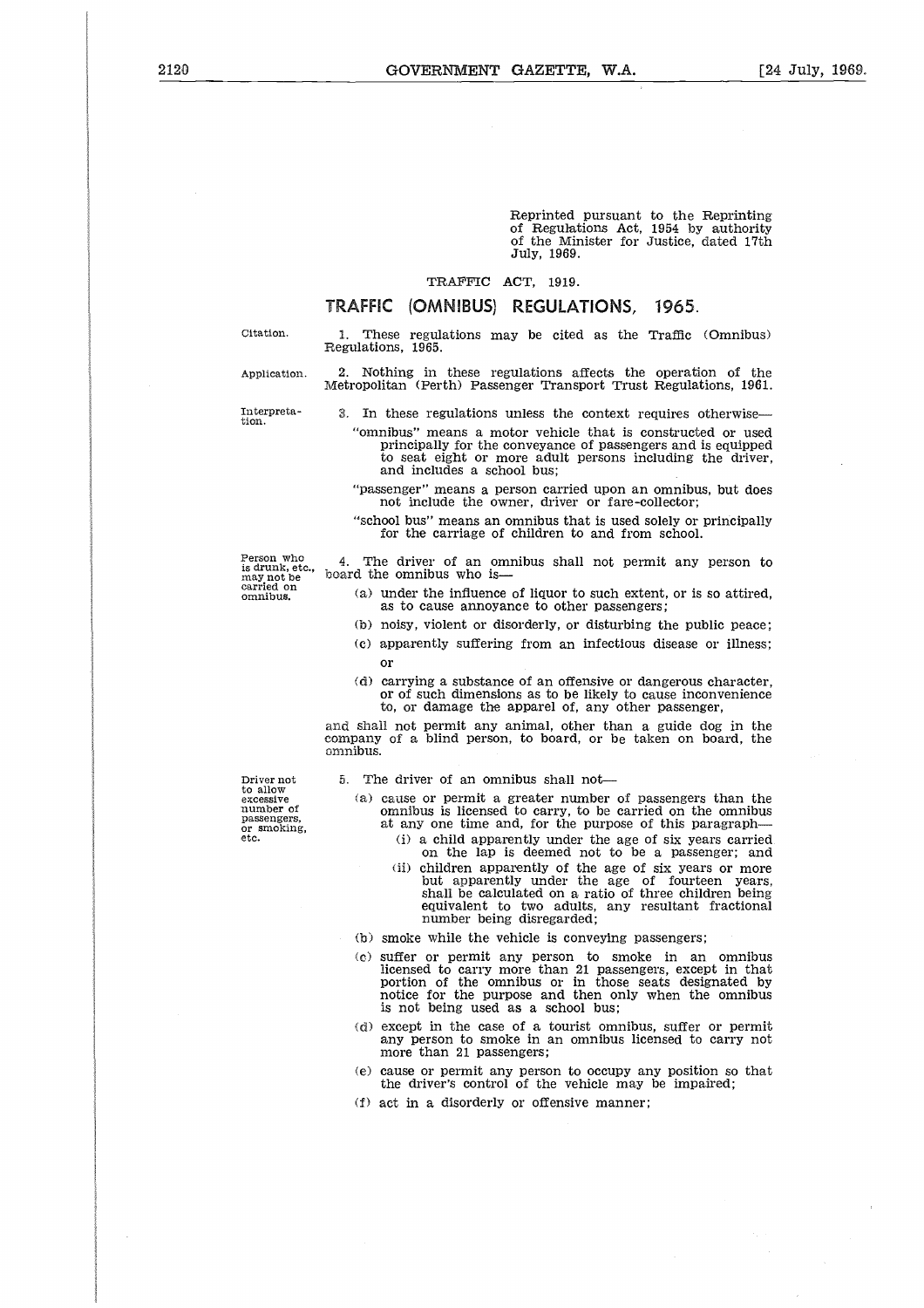Reprinted pursuant to the Reprinting of Regulations Act, 1954 by authority of the Minister for Justice, dated 17th July, 1969.

TRAFFIC ACT, 1919.

# TRAFFIC (OMNIBUS) REGULATIONS, 1965.

Citation.

1. These regulations may be cited as the Traffic (Omnibus) Regulations, 1965.

Application.

2. Nothing in these regulations affects the operation of the Metropolitan (Perth) Passenger Transport Trust Regulations, 1961.

Interpretation.

3. In these regulations unless the context requires otherwise—

"omnibus" means a motor vehicle that is constructed or used principally for the conveyance of passengers and is equipped to seat eight or more adult persons including the driver, and includes a school bus;

"passenger" means a person carried upon an omnibus, but does not include the owner, driver or fare-collector;

"school bus" means an omnibus that is used solely or principally for the carriage of children to and from school.

Person who is drunk, etc., may not be carried on omnibus.

4. The driver of an omnibus shall not permit any person to board the omnibus who is—

(a) under the influence of liquor to such extent, or is so attired, as to cause annoyance to other passengers;

(b) noisy, violent or disorderly, or disturbing the public peace;

(c) apparently suffering from an infectious disease or illness; or

(d) carrying a substance of an offensive or dangerous character, or of such dimensions as to be likely to cause inconvenience to, or damage the apparel of, any other passenger,

and shall not permit any animal, other than a guide dog in the company of a blind person, to board, or be taken on board, the omnibus.

Driver not to allow excessive number of passengers, or smoking, etc.

5. The driver of an omnibus shall not—

(a) cause or permit a greater number of passengers than the omnibus is licensed to carry, to be carried on the omnibus at any one time and, for the purpose of this paragraph—

(i) a child apparently under the age of six years carried on the lap is deemed not to be a passenger; and

(ii) children apparently of the age of six years or more but apparently under the age of fourteen years, shall be calculated on a ratio of three children being equivalent to two adults, any resultant fractional number being disregarded;

(b) smoke while the vehicle is conveying passengers;

(c) suffer or permit any person to smoke in an omnibus licensed to carry more than 21 passengers, except in that portion of the omnibus or in those seats designated by notice for the purpose and then only when the omnibus is not being used as a school bus;

(d) except in the case of a tourist omnibus, suffer or permit any person to smoke in an omnibus licensed to carry not more than 21 passengers;

(e) cause or permit any person to occupy any position so that the driver's control of the vehicle may be impaired;

(f) act in a disorderly or offensive manner;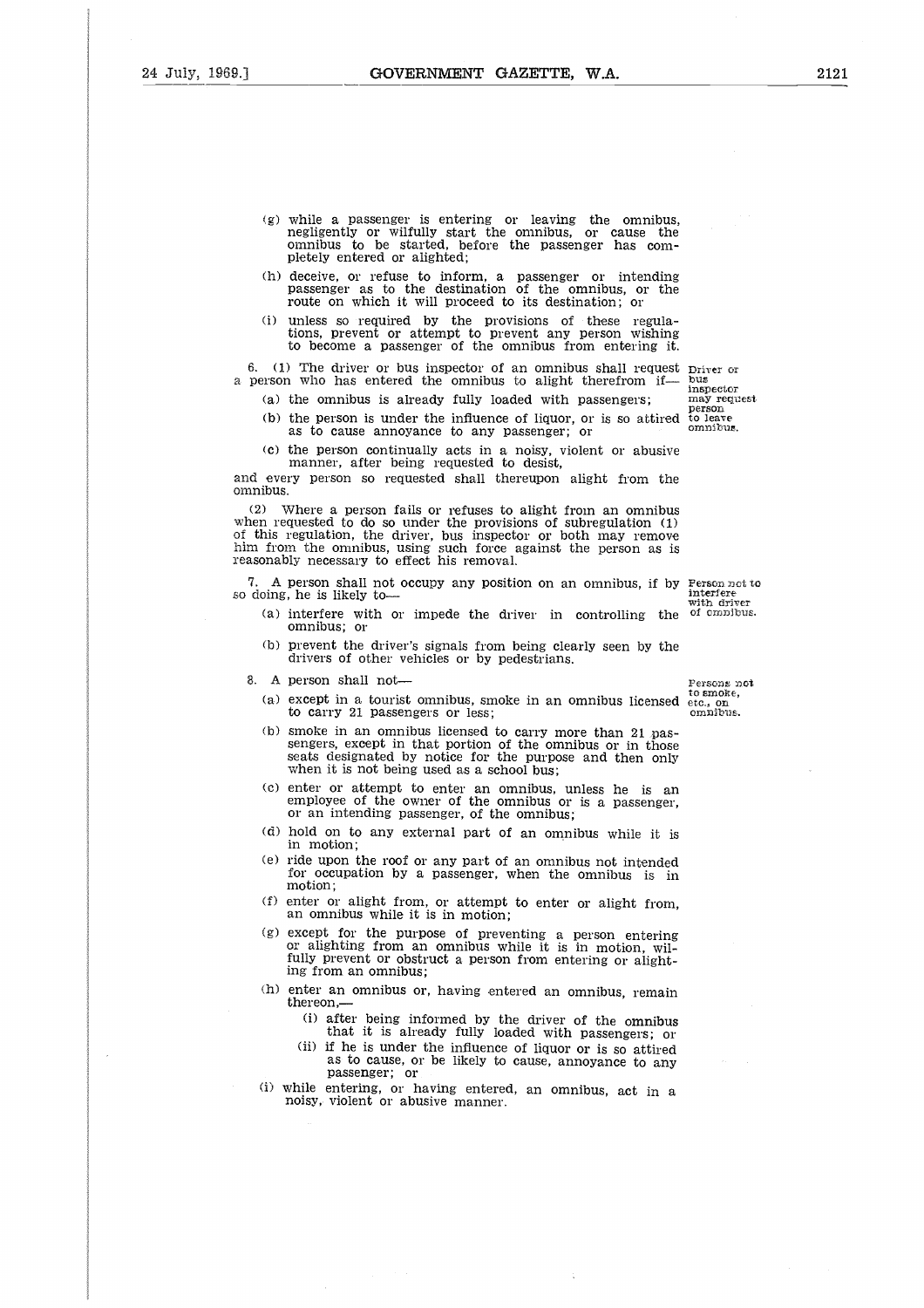(g) while a passenger is entering or leaving the omnibus, negligently or wilfully start the omnibus, or cause the omnibus to be started, before the passenger has completely entered or alighted;

(h) deceive, or refuse to inform, a passenger or intending passenger as to the destination of the omnibus, or the route on which it will proceed to its destination; or

(i) unless so required by the provisions of these regulations, prevent or attempt to prevent any person wishing to become a passenger of the omnibus from entering it.

*Driver or bus inspector may request person to leave omnibus.*

6. (1) The driver or bus inspector of an omnibus shall request a person who has entered the omnibus to alight therefrom if—

(a) the omnibus is already fully loaded with passengers;

(b) the person is under the influence of liquor, or is so attired as to cause annoyance to any passenger; or

(c) the person continually acts in a noisy, violent or abusive manner, after being requested to desist,

and every person so requested shall thereupon alight from the omnibus.

(2) Where a person fails or refuses to alight from an omnibus when requested to do so under the provisions of subregulation (1) of this regulation, the driver, bus inspector or both may remove him from the omnibus, using such force against the person as is reasonably necessary to effect his removal.

*Person not to interfere with driver of omnibus.*

7. A person shall not occupy any position on an omnibus, if by so doing, he is likely to—

(a) interfere with or impede the driver in controlling the omnibus; or

(b) prevent the driver's signals from being clearly seen by the drivers of other vehicles or by pedestrians.

*Persons not to smoke, etc., on omnibus.*

8. A person shall not—

(a) except in a tourist omnibus, smoke in an omnibus licensed to carry 21 passengers or less;

(b) smoke in an omnibus licensed to carry more than 21 passengers, except in that portion of the omnibus or in those seats designated by notice for the purpose and then only when it is not being used as a school bus;

(c) enter or attempt to enter an omnibus, unless he is an employee of the owner of the omnibus or is a passenger, or an intending passenger, of the omnibus;

(d) hold on to any external part of an omnibus while it is in motion;

(e) ride upon the roof or any part of an omnibus not intended for occupation by a passenger, when the omnibus is in motion;

(f) enter or alight from, or attempt to enter or alight from, an omnibus while it is in motion;

(g) except for the purpose of preventing a person entering or alighting from an omnibus while it is in motion, wilfully prevent or obstruct a person from entering or alighting from an omnibus;

(h) enter an omnibus or, having entered an omnibus, remain thereon,—

(i) after being informed by the driver of the omnibus that it is already fully loaded with passengers; or

(ii) if he is under the influence of liquor or is so attired as to cause, or be likely to cause, annoyance to any passenger; or

(i) while entering, or having entered, an omnibus, act in a noisy, violent or abusive manner.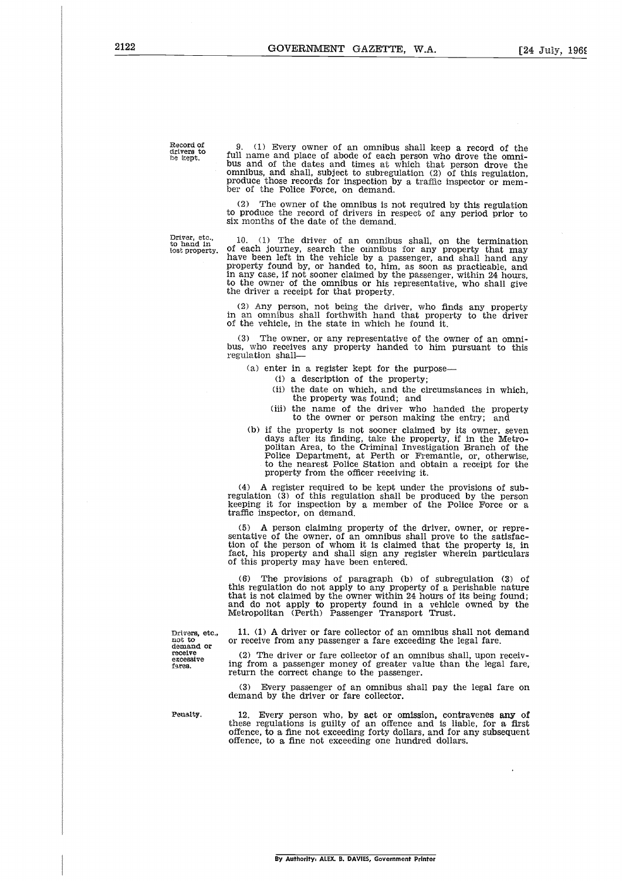**Record of drivers to be kept.**

9. (1) Every owner of an omnibus shall keep a record of the full name and place of abode of each person who drove the omnibus and of the dates and times at which that person drove the omnibus, and shall, subject to subregulation (2) of this regulation, produce those records for inspection by a traffic inspector or member of the Police Force, on demand.

(2) The owner of the omnibus is not required by this regulation to produce the record of drivers in respect of any period prior to six months of the date of the demand.

**Driver, etc., to hand in lost property.**

10. (1) The driver of an omnibus shall, on the termination of each journey, search the omnibus for any property that may have been left in the vehicle by a passenger, and shall hand any property found by, or handed to, him, as soon as practicable, and in any case, if not sooner claimed by the passenger, within 24 hours, to the owner of the omnibus or his representative, who shall give the driver a receipt for that property.

(2) Any person, not being the driver, who finds any property in an omnibus shall forthwith hand that property to the driver of the vehicle, in the state in which he found it.

(3) The owner, or any representative of the owner of an omnibus, who receives any property handed to him pursuant to this regulation shall—

(a) enter in a register kept for the purpose—

(i) a description of the property;

(ii) the date on which, and the circumstances in which, the property was found; and

(iii) the name of the driver who handed the property to the owner or person making the entry; and

(b) if the property is not sooner claimed by its owner, seven days after its finding, take the property, if in the Metropolitan Area, to the Criminal Investigation Branch of the Police Department, at Perth or Fremantle, or, otherwise, to the nearest Police Station and obtain a receipt for the property from the officer receiving it.

(4) A register required to be kept under the provisions of subregulation (3) of this regulation shall be produced by the person keeping it for inspection by a member of the Police Force or a traffic inspector, on demand.

(5) A person claiming property of the driver, owner, or representative of the owner, of an omnibus shall prove to the satisfaction of the person of whom it is claimed that the property is, in fact, his property and shall sign any register wherein particulars of this property may have been entered.

(6) The provisions of paragraph (b) of subregulation (3) of this regulation do not apply to any property of a perishable nature that is not claimed by the owner within 24 hours of its being found; and do not apply to property found in a vehicle owned by the Metropolitan (Perth) Passenger Transport Trust.

**Drivers, etc., not to demand or receive excessive fares.**

11. (1) A driver or fare collector of an omnibus shall not demand or receive from any passenger a fare exceeding the legal fare.

(2) The driver or fare collector of an omnibus shall, upon receiving from a passenger money of greater value than the legal fare, return the correct change to the passenger.

(3) Every passenger of an omnibus shall pay the legal fare on demand by the driver or fare collector.

**Penalty.**

12. Every person who, by act or omission, contravenes any of these regulations is guilty of an offence and is liable, for a first offence, to a fine not exceeding forty dollars, and for any subsequent offence, to a fine not exceeding one hundred dollars.

By Authority: ALEX. B. DAVIES, Government Printer